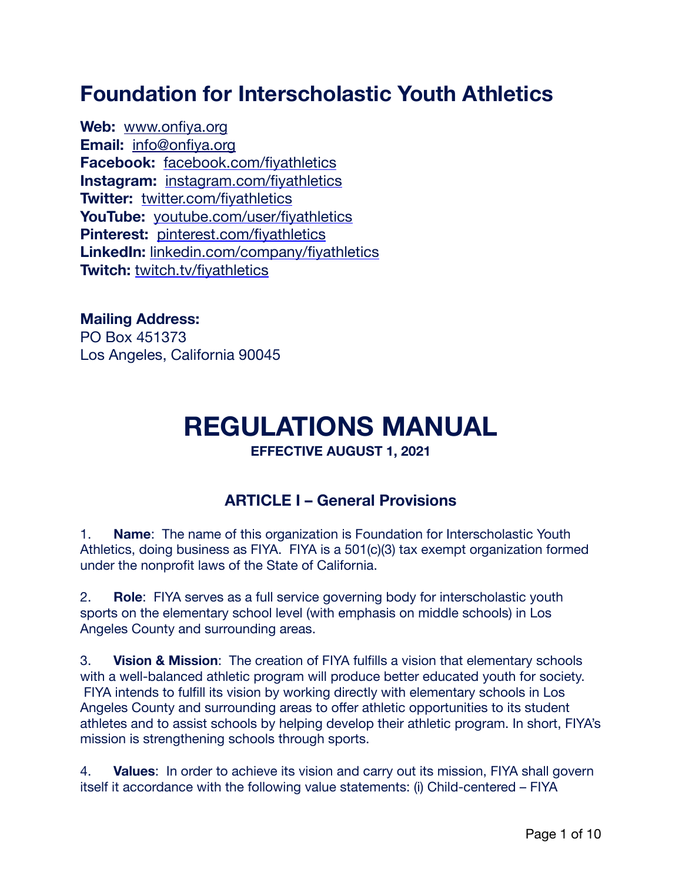# Foundation for Interscholastic Youth Athletics

**Web:** www.onfiya.org
**Email:** info@onfiya.org
**Facebook:** facebook.com/fiyathletics
**Instagram:** instagram.com/fiyathletics
**Twitter:** twitter.com/fiyathletics
**YouTube:** youtube.com/user/fiyathletics
**Pinterest:** pinterest.com/fiyathletics
**LinkedIn:** linkedin.com/company/fiyathletics
**Twitch:** twitch.tv/fiyathletics

**Mailing Address:**
PO Box 451373
Los Angeles, California 90045

# REGULATIONS MANUAL

**EFFECTIVE AUGUST 1, 2021**

## ARTICLE I – General Provisions

1. **Name**: The name of this organization is Foundation for Interscholastic Youth Athletics, doing business as FIYA. FIYA is a 501(c)(3) tax exempt organization formed under the nonprofit laws of the State of California.

2. **Role**: FIYA serves as a full service governing body for interscholastic youth sports on the elementary school level (with emphasis on middle schools) in Los Angeles County and surrounding areas.

3. **Vision & Mission**: The creation of FIYA fulfills a vision that elementary schools with a well-balanced athletic program will produce better educated youth for society. FIYA intends to fulfill its vision by working directly with elementary schools in Los Angeles County and surrounding areas to offer athletic opportunities to its student athletes and to assist schools by helping develop their athletic program. In short, FIYA's mission is strengthening schools through sports.

4. **Values**: In order to achieve its vision and carry out its mission, FIYA shall govern itself it accordance with the following value statements: (i) Child-centered – FIYA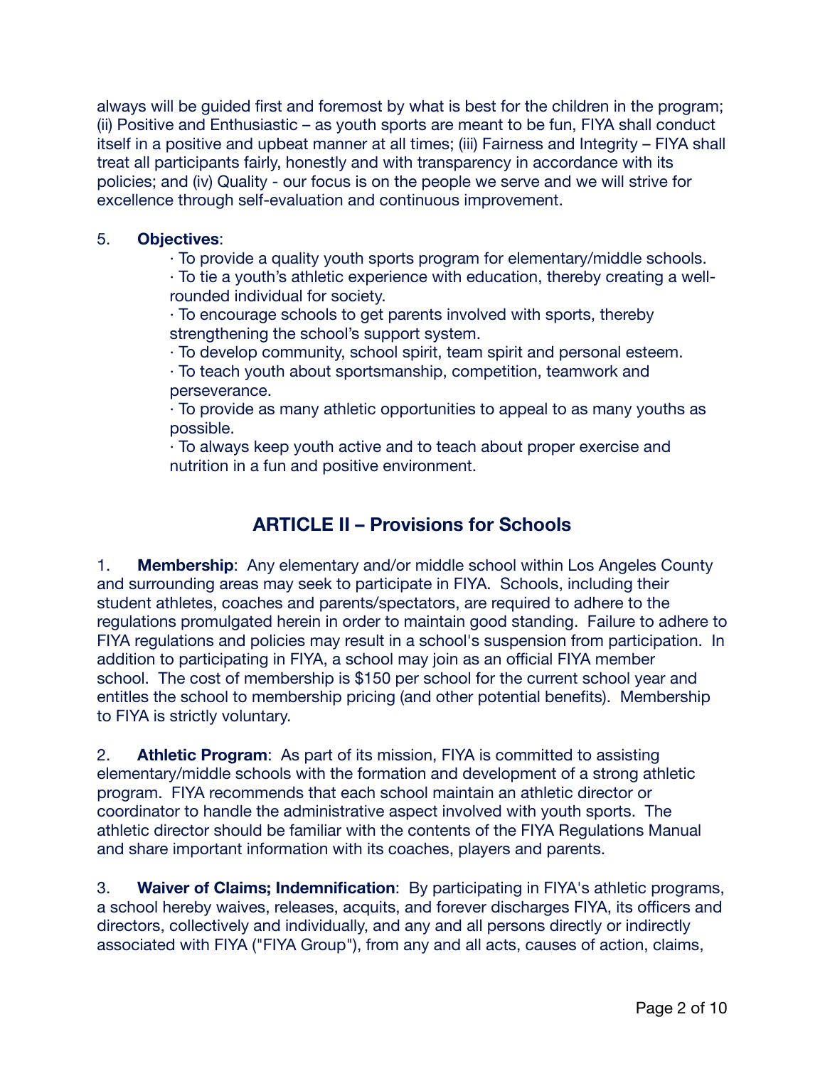always will be guided first and foremost by what is best for the children in the program; (ii) Positive and Enthusiastic – as youth sports are meant to be fun, FIYA shall conduct itself in a positive and upbeat manner at all times; (iii) Fairness and Integrity – FIYA shall treat all participants fairly, honestly and with transparency in accordance with its policies; and (iv) Quality - our focus is on the people we serve and we will strive for excellence through self-evaluation and continuous improvement.

5. **Objectives**:

· To provide a quality youth sports program for elementary/middle schools.
· To tie a youth's athletic experience with education, thereby creating a well-rounded individual for society.
· To encourage schools to get parents involved with sports, thereby strengthening the school's support system.
· To develop community, school spirit, team spirit and personal esteem.
· To teach youth about sportsmanship, competition, teamwork and perseverance.
· To provide as many athletic opportunities to appeal to as many youths as possible.
· To always keep youth active and to teach about proper exercise and nutrition in a fun and positive environment.

## ARTICLE II – Provisions for Schools

1. **Membership**: Any elementary and/or middle school within Los Angeles County and surrounding areas may seek to participate in FIYA. Schools, including their student athletes, coaches and parents/spectators, are required to adhere to the regulations promulgated herein in order to maintain good standing. Failure to adhere to FIYA regulations and policies may result in a school's suspension from participation. In addition to participating in FIYA, a school may join as an official FIYA member school. The cost of membership is $150 per school for the current school year and entitles the school to membership pricing (and other potential benefits). Membership to FIYA is strictly voluntary.

2. **Athletic Program**: As part of its mission, FIYA is committed to assisting elementary/middle schools with the formation and development of a strong athletic program. FIYA recommends that each school maintain an athletic director or coordinator to handle the administrative aspect involved with youth sports. The athletic director should be familiar with the contents of the FIYA Regulations Manual and share important information with its coaches, players and parents.

3. **Waiver of Claims; Indemnification**: By participating in FIYA's athletic programs, a school hereby waives, releases, acquits, and forever discharges FIYA, its officers and directors, collectively and individually, and any and all persons directly or indirectly associated with FIYA ("FIYA Group"), from any and all acts, causes of action, claims,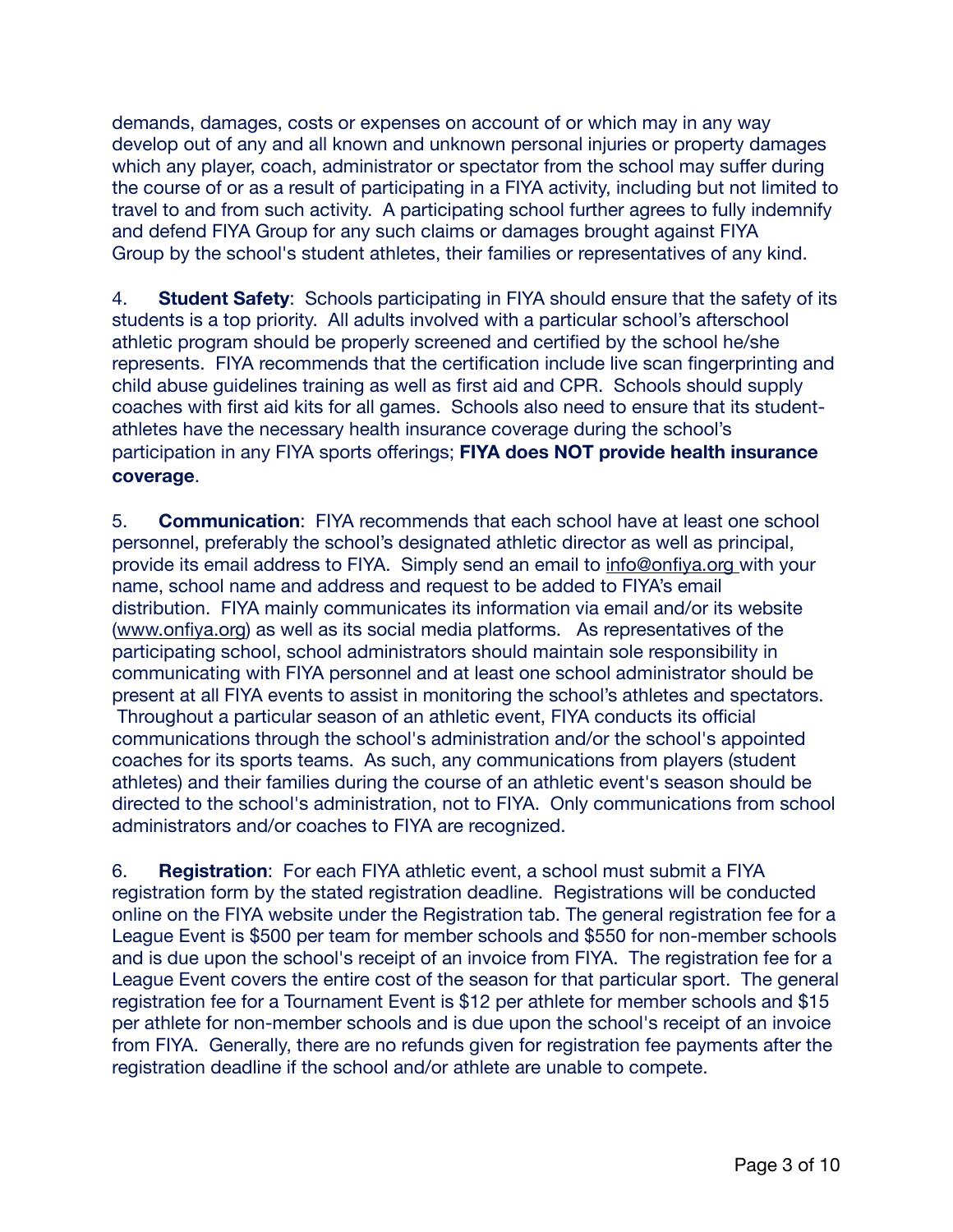demands, damages, costs or expenses on account of or which may in any way develop out of any and all known and unknown personal injuries or property damages which any player, coach, administrator or spectator from the school may suffer during the course of or as a result of participating in a FIYA activity, including but not limited to travel to and from such activity. A participating school further agrees to fully indemnify and defend FIYA Group for any such claims or damages brought against FIYA Group by the school's student athletes, their families or representatives of any kind.

4. **Student Safety**: Schools participating in FIYA should ensure that the safety of its students is a top priority. All adults involved with a particular school's afterschool athletic program should be properly screened and certified by the school he/she represents. FIYA recommends that the certification include live scan fingerprinting and child abuse guidelines training as well as first aid and CPR. Schools should supply coaches with first aid kits for all games. Schools also need to ensure that its student-athletes have the necessary health insurance coverage during the school's participation in any FIYA sports offerings; **FIYA does NOT provide health insurance coverage**.

5. **Communication**: FIYA recommends that each school have at least one school personnel, preferably the school's designated athletic director as well as principal, provide its email address to FIYA. Simply send an email to info@onfiya.org with your name, school name and address and request to be added to FIYA's email distribution. FIYA mainly communicates its information via email and/or its website (www.onfiya.org) as well as its social media platforms. As representatives of the participating school, school administrators should maintain sole responsibility in communicating with FIYA personnel and at least one school administrator should be present at all FIYA events to assist in monitoring the school's athletes and spectators. Throughout a particular season of an athletic event, FIYA conducts its official communications through the school's administration and/or the school's appointed coaches for its sports teams. As such, any communications from players (student athletes) and their families during the course of an athletic event's season should be directed to the school's administration, not to FIYA. Only communications from school administrators and/or coaches to FIYA are recognized.

6. **Registration**: For each FIYA athletic event, a school must submit a FIYA registration form by the stated registration deadline. Registrations will be conducted online on the FIYA website under the Registration tab. The general registration fee for a League Event is $500 per team for member schools and $550 for non-member schools and is due upon the school's receipt of an invoice from FIYA. The registration fee for a League Event covers the entire cost of the season for that particular sport. The general registration fee for a Tournament Event is $12 per athlete for member schools and $15 per athlete for non-member schools and is due upon the school's receipt of an invoice from FIYA. Generally, there are no refunds given for registration fee payments after the registration deadline if the school and/or athlete are unable to compete.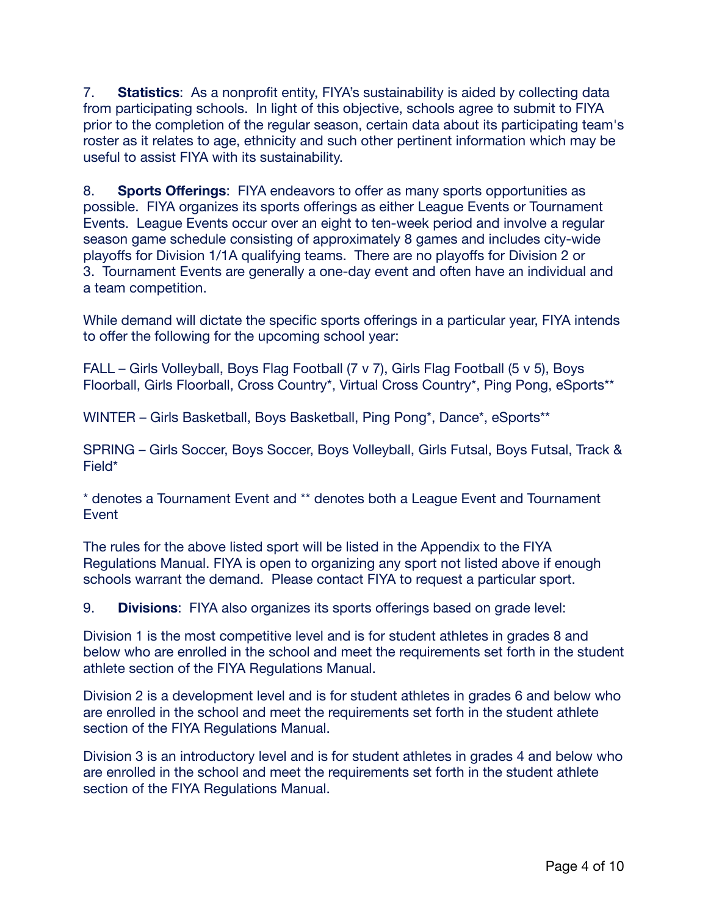7. **Statistics**: As a nonprofit entity, FIYA's sustainability is aided by collecting data from participating schools. In light of this objective, schools agree to submit to FIYA prior to the completion of the regular season, certain data about its participating team's roster as it relates to age, ethnicity and such other pertinent information which may be useful to assist FIYA with its sustainability.

8. **Sports Offerings**: FIYA endeavors to offer as many sports opportunities as possible. FIYA organizes its sports offerings as either League Events or Tournament Events. League Events occur over an eight to ten-week period and involve a regular season game schedule consisting of approximately 8 games and includes city-wide playoffs for Division 1/1A qualifying teams. There are no playoffs for Division 2 or 3. Tournament Events are generally a one-day event and often have an individual and a team competition.

While demand will dictate the specific sports offerings in a particular year, FIYA intends to offer the following for the upcoming school year:

FALL – Girls Volleyball, Boys Flag Football (7 v 7), Girls Flag Football (5 v 5), Boys Floorball, Girls Floorball, Cross Country*, Virtual Cross Country*, Ping Pong, eSports**

WINTER – Girls Basketball, Boys Basketball, Ping Pong*, Dance*, eSports**

SPRING – Girls Soccer, Boys Soccer, Boys Volleyball, Girls Futsal, Boys Futsal, Track & Field*

* denotes a Tournament Event and ** denotes both a League Event and Tournament Event

The rules for the above listed sport will be listed in the Appendix to the FIYA Regulations Manual. FIYA is open to organizing any sport not listed above if enough schools warrant the demand. Please contact FIYA to request a particular sport.

9. **Divisions**: FIYA also organizes its sports offerings based on grade level:

Division 1 is the most competitive level and is for student athletes in grades 8 and below who are enrolled in the school and meet the requirements set forth in the student athlete section of the FIYA Regulations Manual.

Division 2 is a development level and is for student athletes in grades 6 and below who are enrolled in the school and meet the requirements set forth in the student athlete section of the FIYA Regulations Manual.

Division 3 is an introductory level and is for student athletes in grades 4 and below who are enrolled in the school and meet the requirements set forth in the student athlete section of the FIYA Regulations Manual.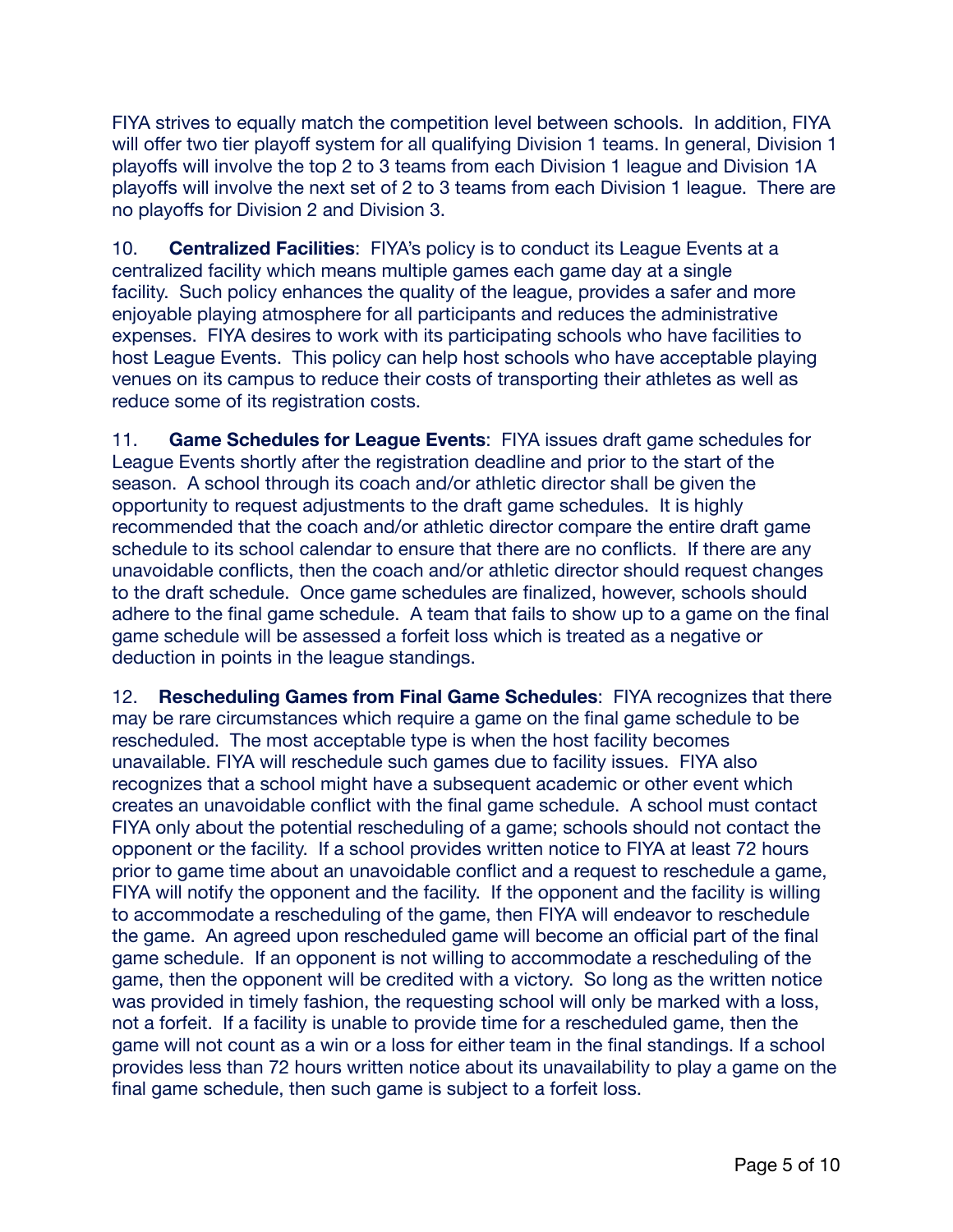FIYA strives to equally match the competition level between schools. In addition, FIYA will offer two tier playoff system for all qualifying Division 1 teams. In general, Division 1 playoffs will involve the top 2 to 3 teams from each Division 1 league and Division 1A playoffs will involve the next set of 2 to 3 teams from each Division 1 league. There are no playoffs for Division 2 and Division 3.

10. **Centralized Facilities**: FIYA's policy is to conduct its League Events at a centralized facility which means multiple games each game day at a single facility. Such policy enhances the quality of the league, provides a safer and more enjoyable playing atmosphere for all participants and reduces the administrative expenses. FIYA desires to work with its participating schools who have facilities to host League Events. This policy can help host schools who have acceptable playing venues on its campus to reduce their costs of transporting their athletes as well as reduce some of its registration costs.

11. **Game Schedules for League Events**: FIYA issues draft game schedules for League Events shortly after the registration deadline and prior to the start of the season. A school through its coach and/or athletic director shall be given the opportunity to request adjustments to the draft game schedules. It is highly recommended that the coach and/or athletic director compare the entire draft game schedule to its school calendar to ensure that there are no conflicts. If there are any unavoidable conflicts, then the coach and/or athletic director should request changes to the draft schedule. Once game schedules are finalized, however, schools should adhere to the final game schedule. A team that fails to show up to a game on the final game schedule will be assessed a forfeit loss which is treated as a negative or deduction in points in the league standings.

12. **Rescheduling Games from Final Game Schedules**: FIYA recognizes that there may be rare circumstances which require a game on the final game schedule to be rescheduled. The most acceptable type is when the host facility becomes unavailable. FIYA will reschedule such games due to facility issues. FIYA also recognizes that a school might have a subsequent academic or other event which creates an unavoidable conflict with the final game schedule. A school must contact FIYA only about the potential rescheduling of a game; schools should not contact the opponent or the facility. If a school provides written notice to FIYA at least 72 hours prior to game time about an unavoidable conflict and a request to reschedule a game, FIYA will notify the opponent and the facility. If the opponent and the facility is willing to accommodate a rescheduling of the game, then FIYA will endeavor to reschedule the game. An agreed upon rescheduled game will become an official part of the final game schedule. If an opponent is not willing to accommodate a rescheduling of the game, then the opponent will be credited with a victory. So long as the written notice was provided in timely fashion, the requesting school will only be marked with a loss, not a forfeit. If a facility is unable to provide time for a rescheduled game, then the game will not count as a win or a loss for either team in the final standings. If a school provides less than 72 hours written notice about its unavailability to play a game on the final game schedule, then such game is subject to a forfeit loss.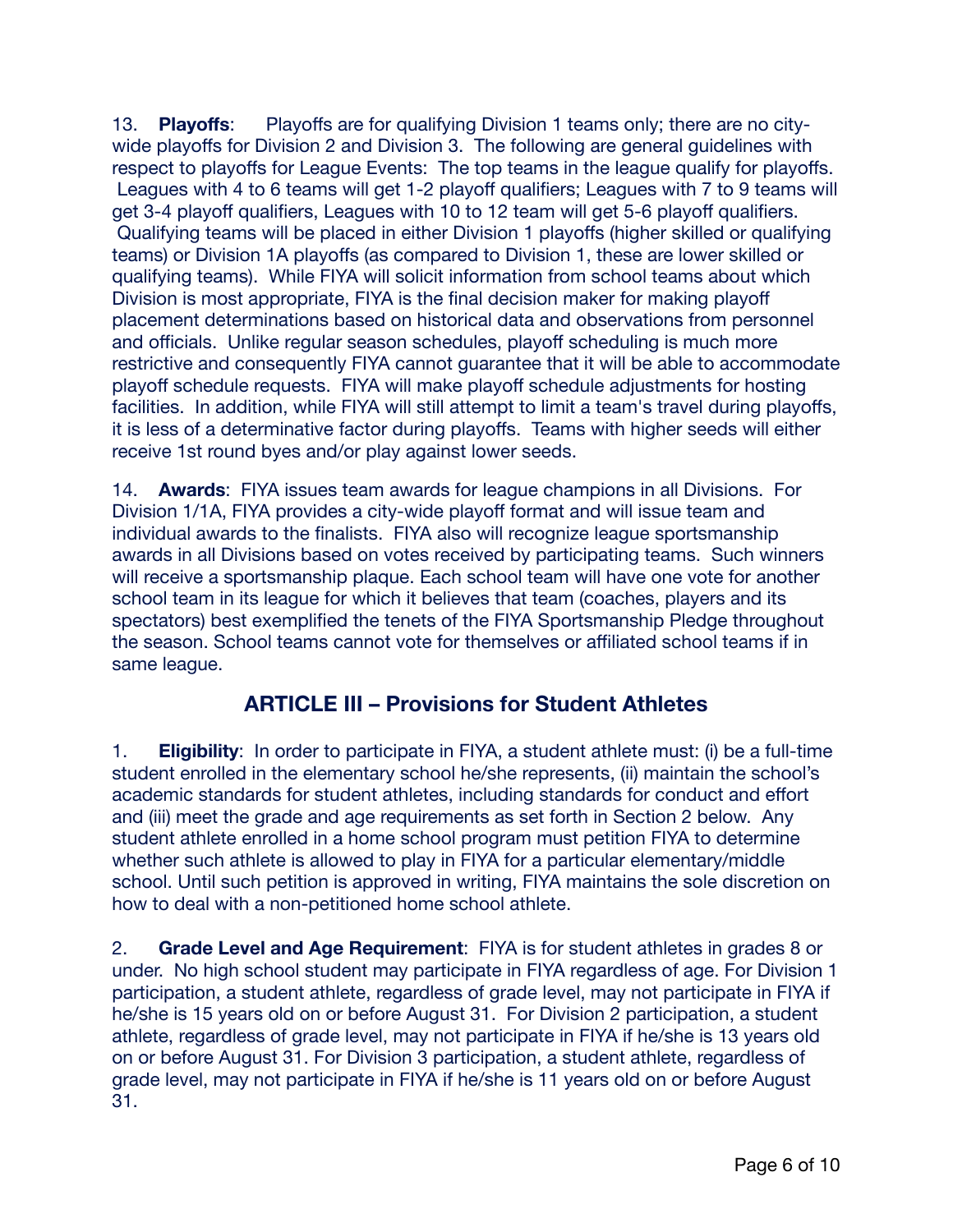13. **Playoffs**: Playoffs are for qualifying Division 1 teams only; there are no city-wide playoffs for Division 2 and Division 3. The following are general guidelines with respect to playoffs for League Events: The top teams in the league qualify for playoffs. Leagues with 4 to 6 teams will get 1-2 playoff qualifiers; Leagues with 7 to 9 teams will get 3-4 playoff qualifiers, Leagues with 10 to 12 team will get 5-6 playoff qualifiers. Qualifying teams will be placed in either Division 1 playoffs (higher skilled or qualifying teams) or Division 1A playoffs (as compared to Division 1, these are lower skilled or qualifying teams). While FIYA will solicit information from school teams about which Division is most appropriate, FIYA is the final decision maker for making playoff placement determinations based on historical data and observations from personnel and officials. Unlike regular season schedules, playoff scheduling is much more restrictive and consequently FIYA cannot guarantee that it will be able to accommodate playoff schedule requests. FIYA will make playoff schedule adjustments for hosting facilities. In addition, while FIYA will still attempt to limit a team's travel during playoffs, it is less of a determinative factor during playoffs. Teams with higher seeds will either receive 1st round byes and/or play against lower seeds.

14. **Awards**: FIYA issues team awards for league champions in all Divisions. For Division 1/1A, FIYA provides a city-wide playoff format and will issue team and individual awards to the finalists. FIYA also will recognize league sportsmanship awards in all Divisions based on votes received by participating teams. Such winners will receive a sportsmanship plaque. Each school team will have one vote for another school team in its league for which it believes that team (coaches, players and its spectators) best exemplified the tenets of the FIYA Sportsmanship Pledge throughout the season. School teams cannot vote for themselves or affiliated school teams if in same league.

## ARTICLE III – Provisions for Student Athletes

1. **Eligibility**: In order to participate in FIYA, a student athlete must: (i) be a full-time student enrolled in the elementary school he/she represents, (ii) maintain the school's academic standards for student athletes, including standards for conduct and effort and (iii) meet the grade and age requirements as set forth in Section 2 below. Any student athlete enrolled in a home school program must petition FIYA to determine whether such athlete is allowed to play in FIYA for a particular elementary/middle school. Until such petition is approved in writing, FIYA maintains the sole discretion on how to deal with a non-petitioned home school athlete.

2. **Grade Level and Age Requirement**: FIYA is for student athletes in grades 8 or under. No high school student may participate in FIYA regardless of age. For Division 1 participation, a student athlete, regardless of grade level, may not participate in FIYA if he/she is 15 years old on or before August 31. For Division 2 participation, a student athlete, regardless of grade level, may not participate in FIYA if he/she is 13 years old on or before August 31. For Division 3 participation, a student athlete, regardless of grade level, may not participate in FIYA if he/she is 11 years old on or before August 31.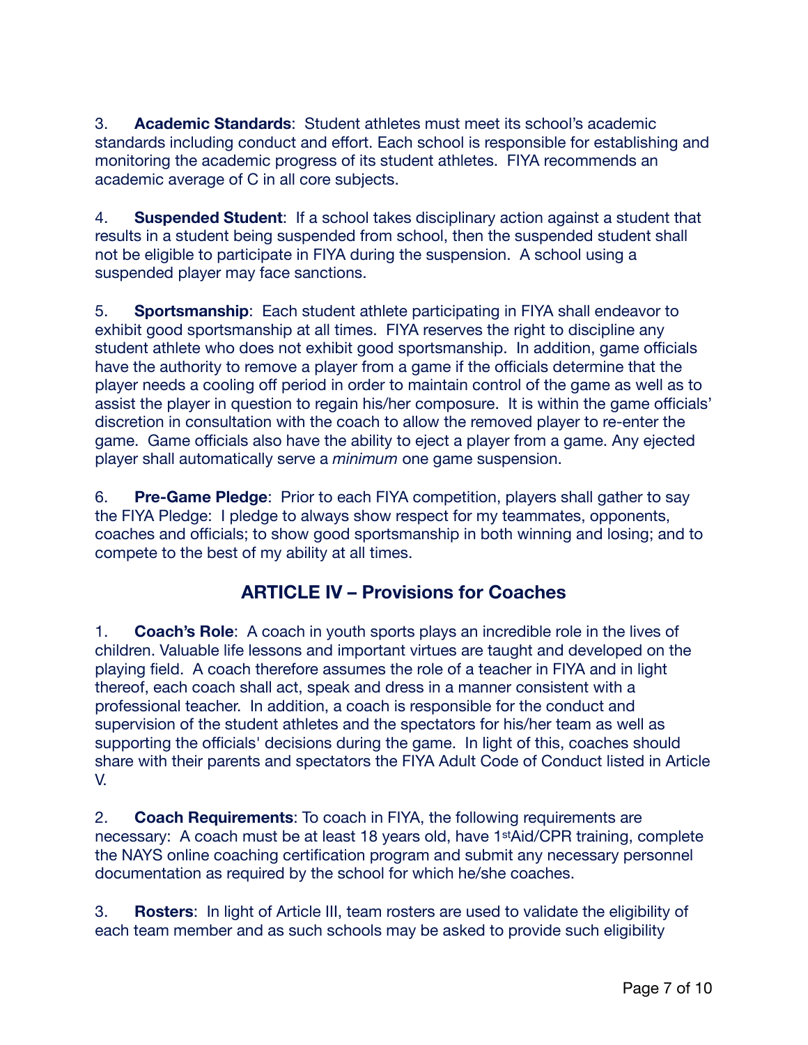3. **Academic Standards**: Student athletes must meet its school's academic standards including conduct and effort. Each school is responsible for establishing and monitoring the academic progress of its student athletes. FIYA recommends an academic average of C in all core subjects.

4. **Suspended Student**: If a school takes disciplinary action against a student that results in a student being suspended from school, then the suspended student shall not be eligible to participate in FIYA during the suspension. A school using a suspended player may face sanctions.

5. **Sportsmanship**: Each student athlete participating in FIYA shall endeavor to exhibit good sportsmanship at all times. FIYA reserves the right to discipline any student athlete who does not exhibit good sportsmanship. In addition, game officials have the authority to remove a player from a game if the officials determine that the player needs a cooling off period in order to maintain control of the game as well as to assist the player in question to regain his/her composure. It is within the game officials' discretion in consultation with the coach to allow the removed player to re-enter the game. Game officials also have the ability to eject a player from a game. Any ejected player shall automatically serve a *minimum* one game suspension.

6. **Pre-Game Pledge**: Prior to each FIYA competition, players shall gather to say the FIYA Pledge: I pledge to always show respect for my teammates, opponents, coaches and officials; to show good sportsmanship in both winning and losing; and to compete to the best of my ability at all times.

## ARTICLE IV – Provisions for Coaches

1. **Coach's Role**: A coach in youth sports plays an incredible role in the lives of children. Valuable life lessons and important virtues are taught and developed on the playing field. A coach therefore assumes the role of a teacher in FIYA and in light thereof, each coach shall act, speak and dress in a manner consistent with a professional teacher. In addition, a coach is responsible for the conduct and supervision of the student athletes and the spectators for his/her team as well as supporting the officials' decisions during the game. In light of this, coaches should share with their parents and spectators the FIYA Adult Code of Conduct listed in Article V.

2. **Coach Requirements**: To coach in FIYA, the following requirements are necessary: A coach must be at least 18 years old, have 1st Aid/CPR training, complete the NAYS online coaching certification program and submit any necessary personnel documentation as required by the school for which he/she coaches.

3. **Rosters**: In light of Article III, team rosters are used to validate the eligibility of each team member and as such schools may be asked to provide such eligibility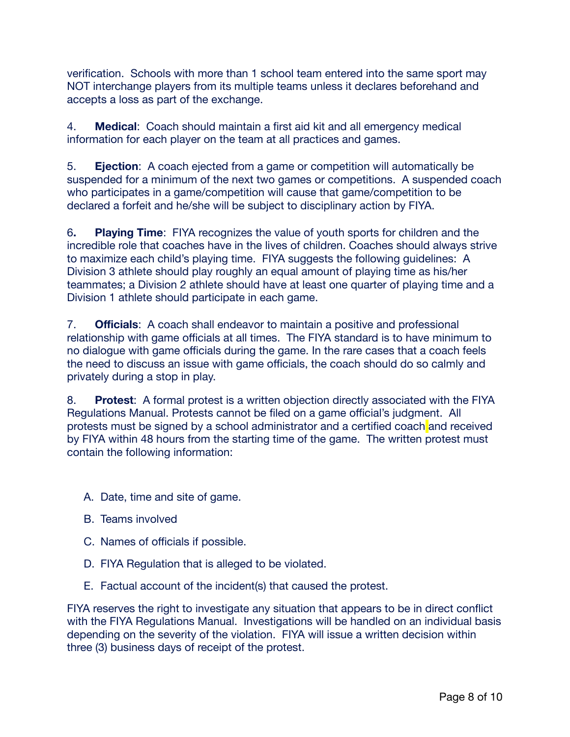verification. Schools with more than 1 school team entered into the same sport may NOT interchange players from its multiple teams unless it declares beforehand and accepts a loss as part of the exchange.

4. **Medical**: Coach should maintain a first aid kit and all emergency medical information for each player on the team at all practices and games.

5. **Ejection**: A coach ejected from a game or competition will automatically be suspended for a minimum of the next two games or competitions. A suspended coach who participates in a game/competition will cause that game/competition to be declared a forfeit and he/she will be subject to disciplinary action by FIYA.

6**.** **Playing Time**: FIYA recognizes the value of youth sports for children and the incredible role that coaches have in the lives of children. Coaches should always strive to maximize each child's playing time. FIYA suggests the following guidelines: A Division 3 athlete should play roughly an equal amount of playing time as his/her teammates; a Division 2 athlete should have at least one quarter of playing time and a Division 1 athlete should participate in each game.

7. **Officials**: A coach shall endeavor to maintain a positive and professional relationship with game officials at all times. The FIYA standard is to have minimum to no dialogue with game officials during the game. In the rare cases that a coach feels the need to discuss an issue with game officials, the coach should do so calmly and privately during a stop in play.

8. **Protest**: A formal protest is a written objection directly associated with the FIYA Regulations Manual. Protests cannot be filed on a game official's judgment. All protests must be signed by a school administrator and a certified coach and received by FIYA within 48 hours from the starting time of the game. The written protest must contain the following information:

A. Date, time and site of game.

B. Teams involved

C. Names of officials if possible.

D. FIYA Regulation that is alleged to be violated.

E. Factual account of the incident(s) that caused the protest.

FIYA reserves the right to investigate any situation that appears to be in direct conflict with the FIYA Regulations Manual. Investigations will be handled on an individual basis depending on the severity of the violation. FIYA will issue a written decision within three (3) business days of receipt of the protest.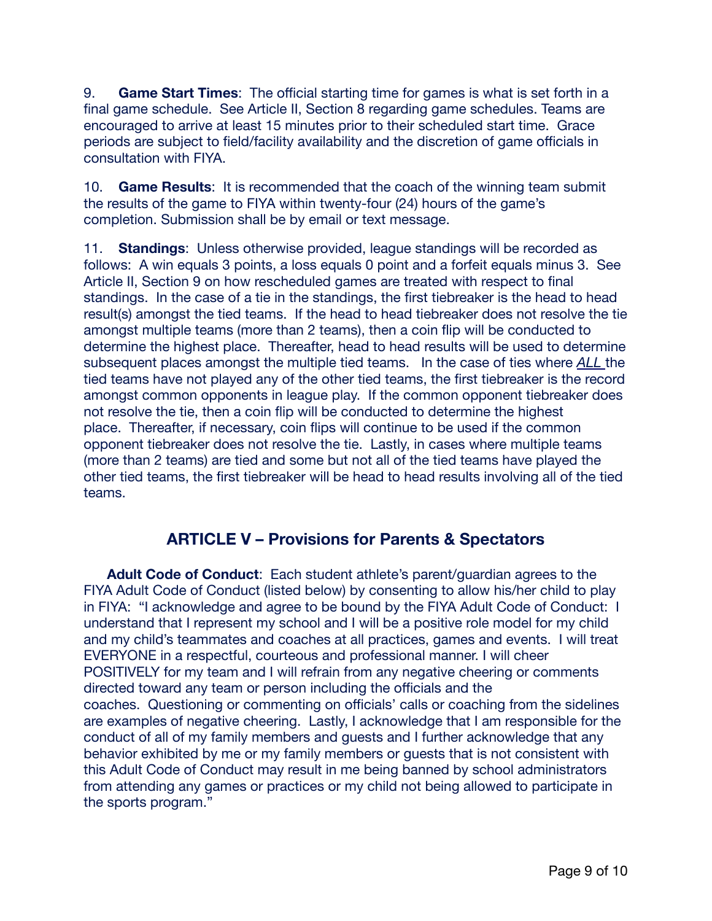9. **Game Start Times**: The official starting time for games is what is set forth in a final game schedule. See Article II, Section 8 regarding game schedules. Teams are encouraged to arrive at least 15 minutes prior to their scheduled start time. Grace periods are subject to field/facility availability and the discretion of game officials in consultation with FIYA.

10. **Game Results**: It is recommended that the coach of the winning team submit the results of the game to FIYA within twenty-four (24) hours of the game's completion. Submission shall be by email or text message.

11. **Standings**: Unless otherwise provided, league standings will be recorded as follows: A win equals 3 points, a loss equals 0 point and a forfeit equals minus 3. See Article II, Section 9 on how rescheduled games are treated with respect to final standings. In the case of a tie in the standings, the first tiebreaker is the head to head result(s) amongst the tied teams. If the head to head tiebreaker does not resolve the tie amongst multiple teams (more than 2 teams), then a coin flip will be conducted to determine the highest place. Thereafter, head to head results will be used to determine subsequent places amongst the multiple tied teams. In the case of ties where *ALL* the tied teams have not played any of the other tied teams, the first tiebreaker is the record amongst common opponents in league play. If the common opponent tiebreaker does not resolve the tie, then a coin flip will be conducted to determine the highest place. Thereafter, if necessary, coin flips will continue to be used if the common opponent tiebreaker does not resolve the tie. Lastly, in cases where multiple teams (more than 2 teams) are tied and some but not all of the tied teams have played the other tied teams, the first tiebreaker will be head to head results involving all of the tied teams.

## ARTICLE V – Provisions for Parents & Spectators

**Adult Code of Conduct**: Each student athlete's parent/guardian agrees to the FIYA Adult Code of Conduct (listed below) by consenting to allow his/her child to play in FIYA: "I acknowledge and agree to be bound by the FIYA Adult Code of Conduct: I understand that I represent my school and I will be a positive role model for my child and my child's teammates and coaches at all practices, games and events. I will treat EVERYONE in a respectful, courteous and professional manner. I will cheer POSITIVELY for my team and I will refrain from any negative cheering or comments directed toward any team or person including the officials and the coaches. Questioning or commenting on officials' calls or coaching from the sidelines are examples of negative cheering. Lastly, I acknowledge that I am responsible for the conduct of all of my family members and guests and I further acknowledge that any behavior exhibited by me or my family members or guests that is not consistent with this Adult Code of Conduct may result in me being banned by school administrators from attending any games or practices or my child not being allowed to participate in the sports program."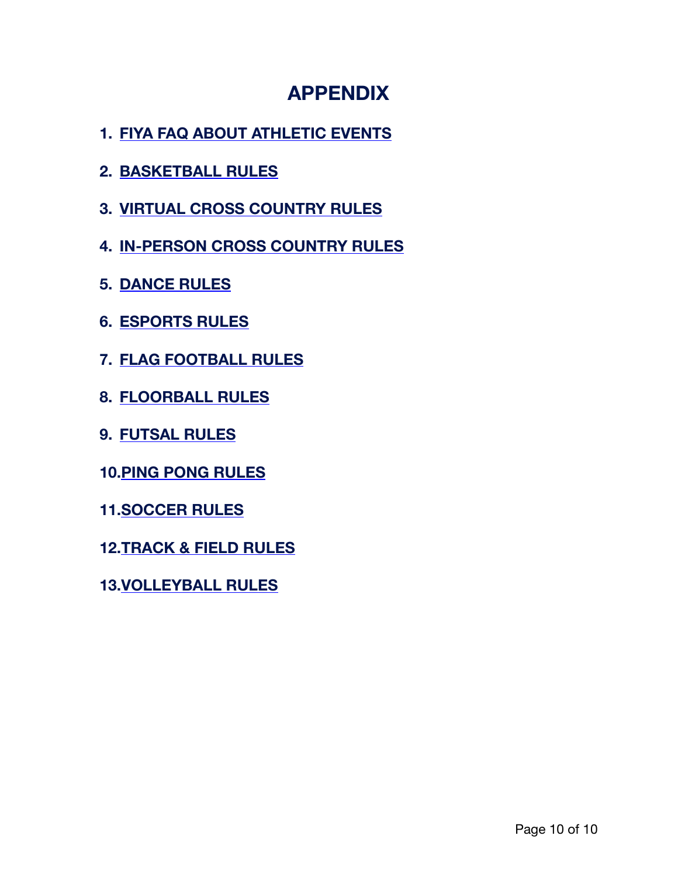# APPENDIX

1. **FIYA FAQ ABOUT ATHLETIC EVENTS**
2. **BASKETBALL RULES**
3. **VIRTUAL CROSS COUNTRY RULES**
4. **IN-PERSON CROSS COUNTRY RULES**
5. **DANCE RULES**
6. **ESPORTS RULES**
7. **FLAG FOOTBALL RULES**
8. **FLOORBALL RULES**
9. **FUTSAL RULES**
10. **PING PONG RULES**
11. **SOCCER RULES**
12. **TRACK & FIELD RULES**
13. **VOLLEYBALL RULES**